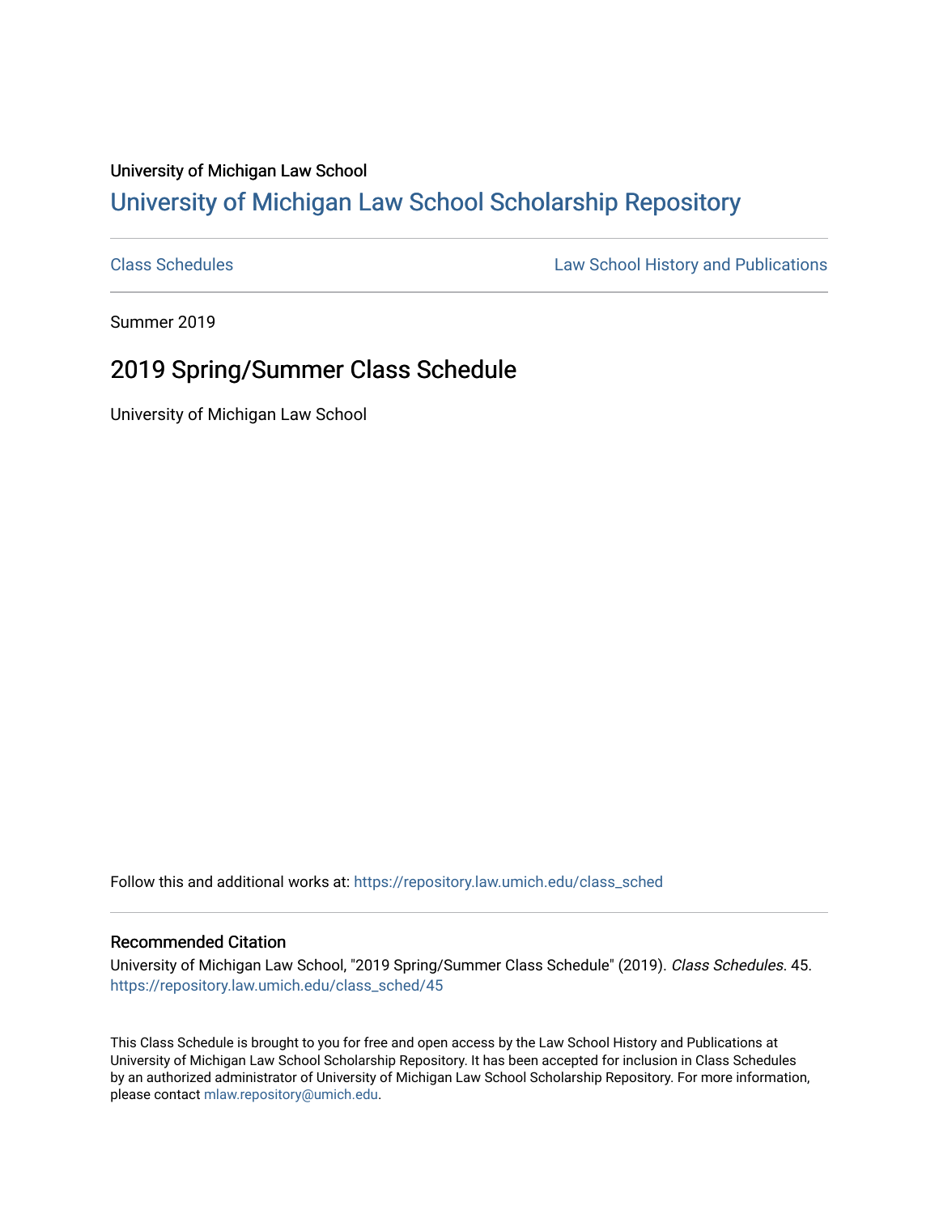University of Michigan Law School

# University of Michigan Law School Scholarship Repository

Class Schedules | Law School History and Publications

Summer 2019

## 2019 Spring/Summer Class Schedule

University of Michigan Law School

Follow this and additional works at: https://repository.law.umich.edu/class_sched

### Recommended Citation

University of Michigan Law School, "2019 Spring/Summer Class Schedule" (2019). *Class Schedules*. 45.
https://repository.law.umich.edu/class_sched/45

This Class Schedule is brought to you for free and open access by the Law School History and Publications at University of Michigan Law School Scholarship Repository. It has been accepted for inclusion in Class Schedules by an authorized administrator of University of Michigan Law School Scholarship Repository. For more information, please contact mlaw.repository@umich.edu.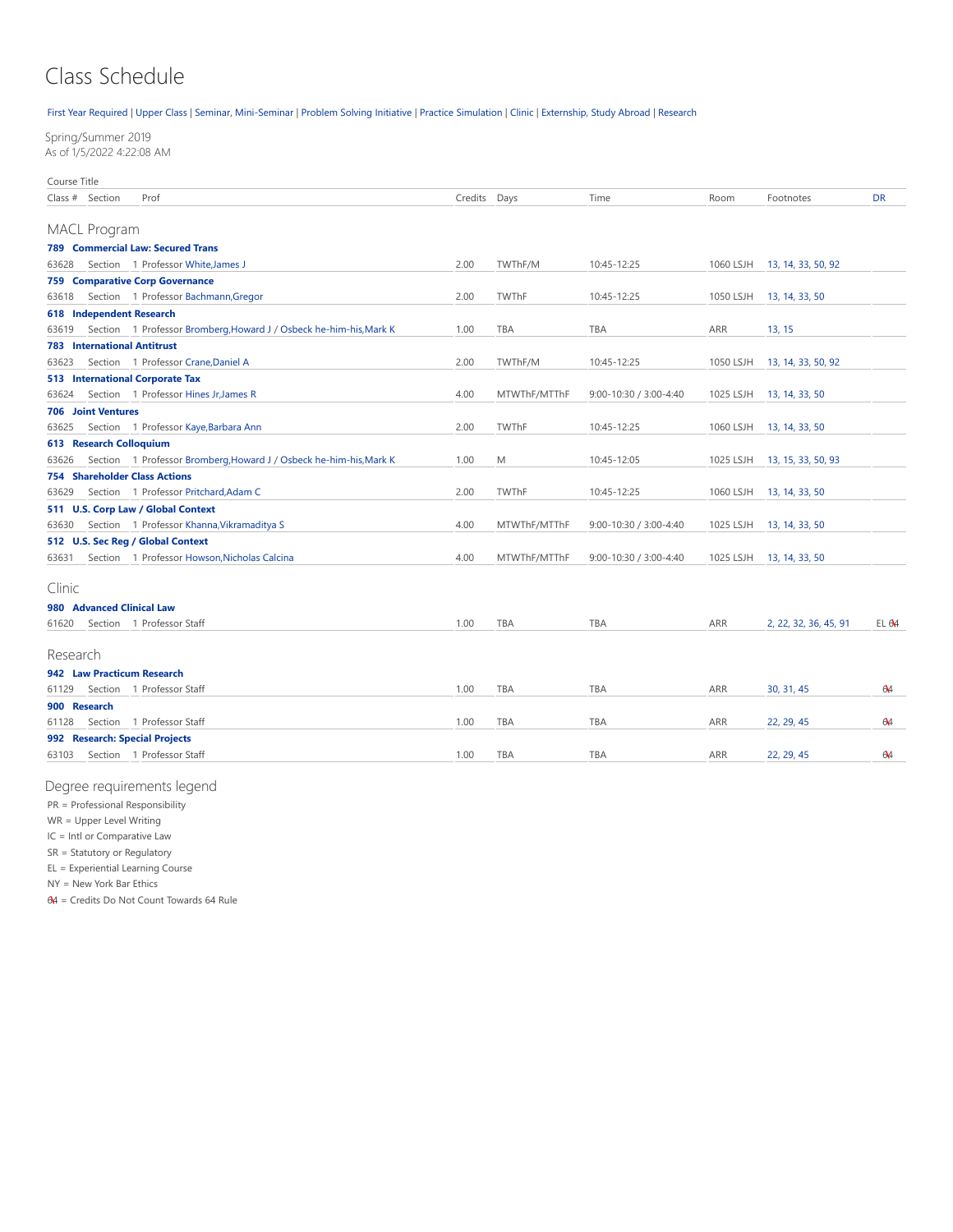# Class Schedule

First Year Required | Upper Class | Seminar, Mini-Seminar | Problem Solving Initiative | Practice Simulation | Clinic | Externship, Study Abroad | Research

Spring/Summer 2019
As of 1/5/2022 4:22:08 AM

| Course Title | | | | | | | | |
|---|---|---|---|---|---|---|---|---|
| Class # | Section | Prof | Credits | Days | Time | Room | Footnotes | DR |
| **MACL Program** | | | | | | | | |
| **789 Commercial Law: Secured Trans** | | | | | | | | |
| 63628 | Section 1 | Professor White,James J | 2.00 | TWThF/M | 10:45-12:25 | 1060 LSJH | 13, 14, 33, 50, 92 | |
| **759 Comparative Corp Governance** | | | | | | | | |
| 63618 | Section 1 | Professor Bachmann,Gregor | 2.00 | TWThF | 10:45-12:25 | 1050 LSJH | 13, 14, 33, 50 | |
| **618 Independent Research** | | | | | | | | |
| 63619 | Section 1 | Professor Bromberg,Howard J / Osbeck he-him-his,Mark K | 1.00 | TBA | TBA | ARR | 13, 15 | |
| **783 International Antitrust** | | | | | | | | |
| 63623 | Section 1 | Professor Crane,Daniel A | 2.00 | TWThF/M | 10:45-12:25 | 1050 LSJH | 13, 14, 33, 50, 92 | |
| **513 International Corporate Tax** | | | | | | | | |
| 63624 | Section 1 | Professor Hines Jr,James R | 4.00 | MTWThF/MTThF | 9:00-10:30 / 3:00-4:40 | 1025 LSJH | 13, 14, 33, 50 | |
| **706 Joint Ventures** | | | | | | | | |
| 63625 | Section 1 | Professor Kaye,Barbara Ann | 2.00 | TWThF | 10:45-12:25 | 1060 LSJH | 13, 14, 33, 50 | |
| **613 Research Colloquium** | | | | | | | | |
| 63626 | Section 1 | Professor Bromberg,Howard J / Osbeck he-him-his,Mark K | 1.00 | M | 10:45-12:05 | 1025 LSJH | 13, 15, 33, 50, 93 | |
| **754 Shareholder Class Actions** | | | | | | | | |
| 63629 | Section 1 | Professor Pritchard,Adam C | 2.00 | TWThF | 10:45-12:25 | 1060 LSJH | 13, 14, 33, 50 | |
| **511 U.S. Corp Law / Global Context** | | | | | | | | |
| 63630 | Section 1 | Professor Khanna,Vikramaditya S | 4.00 | MTWThF/MTThF | 9:00-10:30 / 3:00-4:40 | 1025 LSJH | 13, 14, 33, 50 | |
| **512 U.S. Sec Reg / Global Context** | | | | | | | | |
| 63631 | Section 1 | Professor Howson,Nicholas Calcina | 4.00 | MTWThF/MTThF | 9:00-10:30 / 3:00-4:40 | 1025 LSJH | 13, 14, 33, 50 | |
| **Clinic** | | | | | | | | |
| **980 Advanced Clinical Law** | | | | | | | | |
| 61620 | Section 1 | Professor Staff | 1.00 | TBA | TBA | ARR | 2, 22, 32, 36, 45, 91 | EL 64 |
| **Research** | | | | | | | | |
| **942 Law Practicum Research** | | | | | | | | |
| 61129 | Section 1 | Professor Staff | 1.00 | TBA | TBA | ARR | 30, 31, 45 | 64 |
| **900 Research** | | | | | | | | |
| 61128 | Section 1 | Professor Staff | 1.00 | TBA | TBA | ARR | 22, 29, 45 | 64 |
| **992 Research: Special Projects** | | | | | | | | |
| 63103 | Section 1 | Professor Staff | 1.00 | TBA | TBA | ARR | 22, 29, 45 | 64 |

## Degree requirements legend

PR = Professional Responsibility
WR = Upper Level Writing
IC = Intl or Comparative Law
SR = Statutory or Regulatory
EL = Experiential Learning Course
NY = New York Bar Ethics
64 = Credits Do Not Count Towards 64 Rule